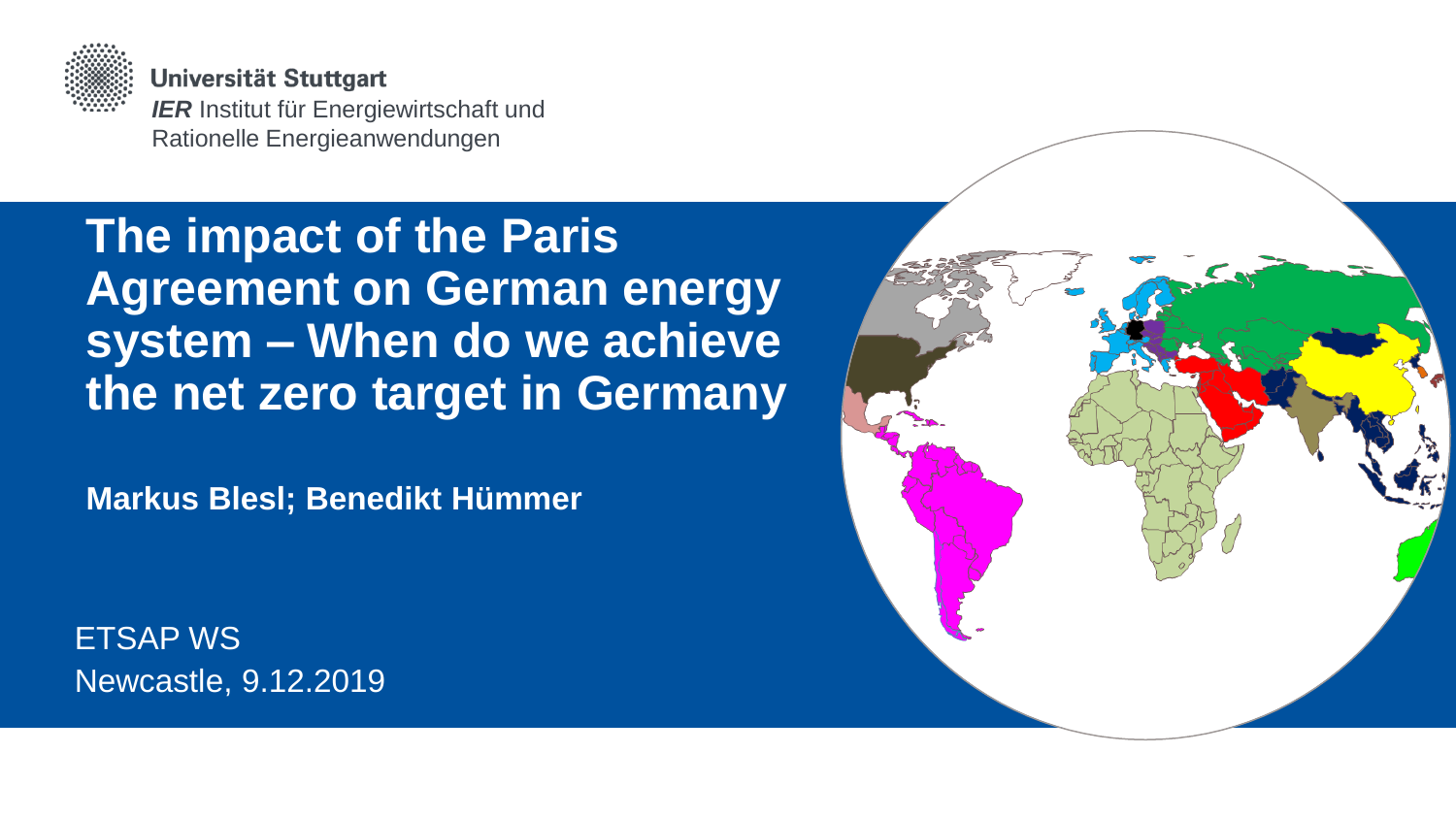**Universität Stuttgart**

***IER*** Institut für Energiewirtschaft und Rationelle Energieanwendungen

# The impact of the Paris Agreement on German energy system – When do we achieve the net zero target in Germany

**Markus Blesl; Benedikt Hümmer**

ETSAP WS

Newcastle, 9.12.2019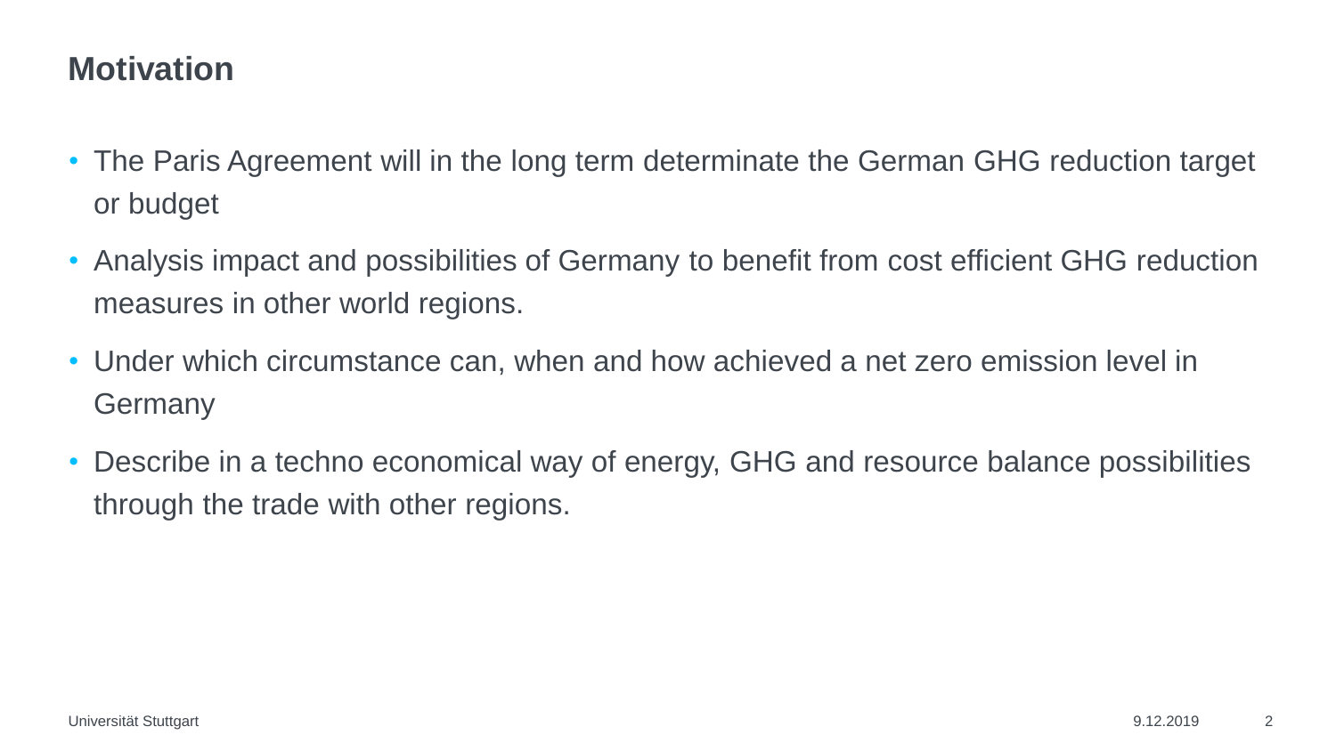# Motivation

- The Paris Agreement will in the long term determinate the German GHG reduction target or budget
- Analysis impact and possibilities of Germany to benefit from cost efficient GHG reduction measures in other world regions.
- Under which circumstance can, when and how achieved a net zero emission level in Germany
- Describe in a techno economical way of energy, GHG and resource balance possibilities through the trade with other regions.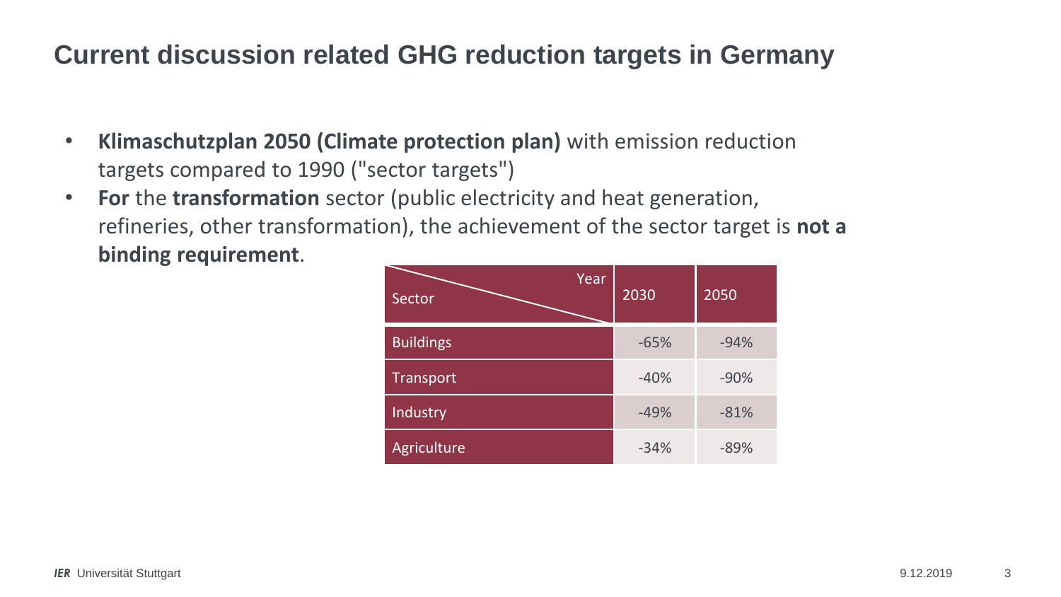# Current discussion related GHG reduction targets in Germany

- **Klimaschutzplan 2050 (Climate protection plan)** with emission reduction targets compared to 1990 ("sector targets")
- **For** the **transformation** sector (public electricity and heat generation, refineries, other transformation), the achievement of the sector target is **not a binding requirement**.

| Sector / Year | 2030 | 2050 |
|---|---|---|
| Buildings | -65% | -94% |
| Transport | -40% | -90% |
| Industry | -49% | -81% |
| Agriculture | -34% | -89% |

*IER* Universität Stuttgart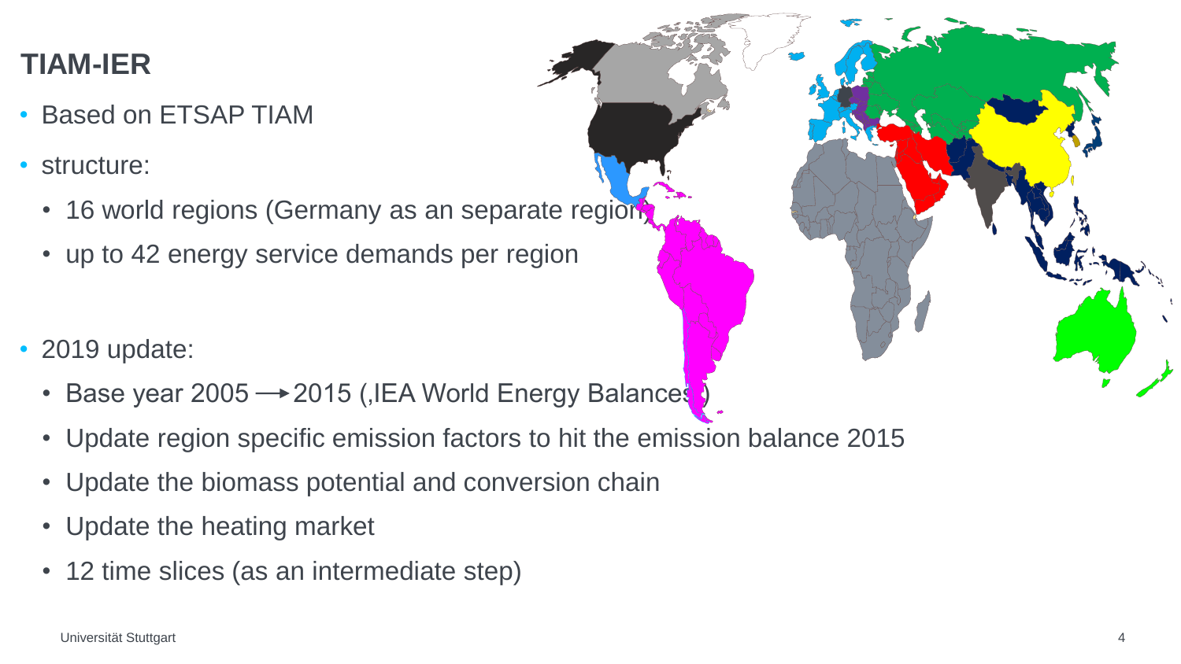# TIAM-IER

- Based on ETSAP TIAM
- structure:
  - 16 world regions (Germany as an separate region)
  - up to 42 energy service demands per region
- 2019 update:
  - Base year 2005 ⟶ 2015 (‚IEA World Energy Balances')
  - Update region specific emission factors to hit the emission balance 2015
  - Update the biomass potential and conversion chain
  - Update the heating market
  - 12 time slices (as an intermediate step)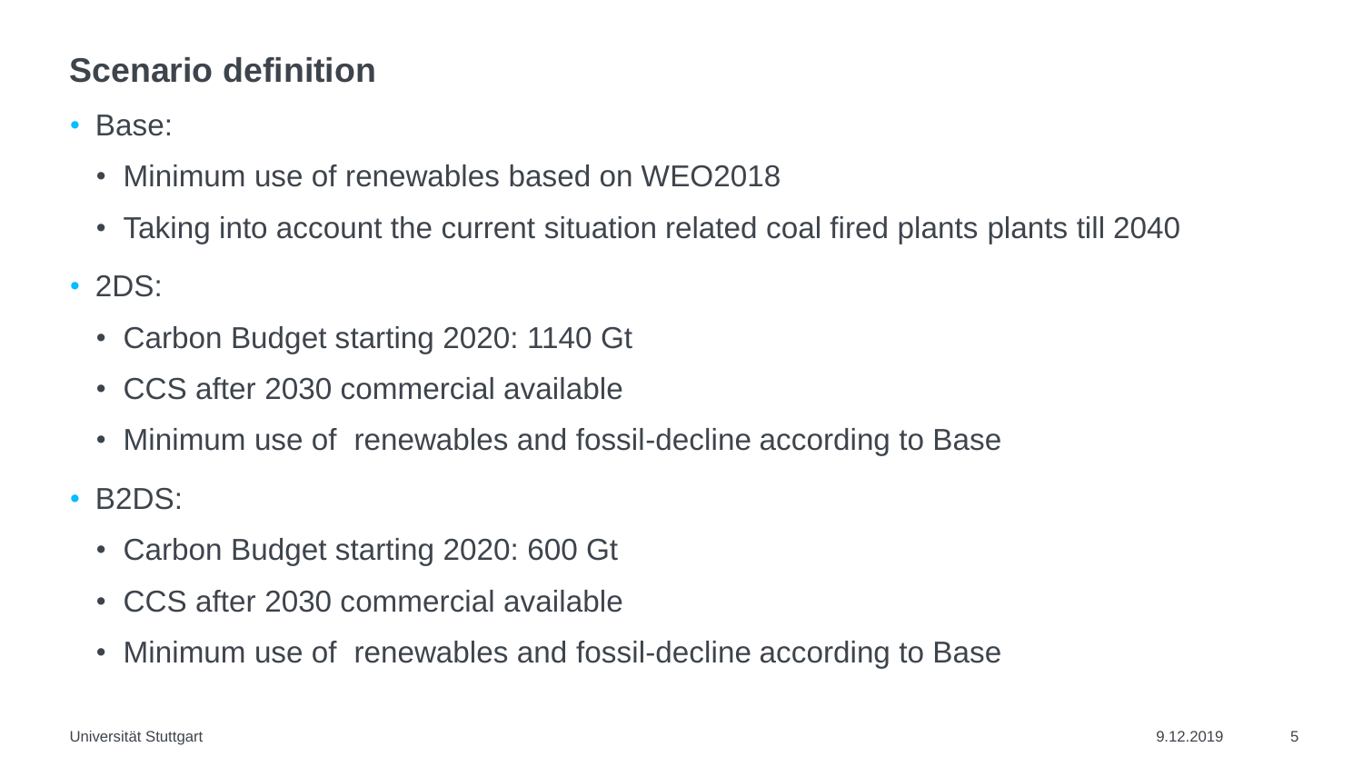# Scenario definition

- Base:
  - Minimum use of renewables based on WEO2018
  - Taking into account the current situation related coal fired plants plants till 2040
- 2DS:
  - Carbon Budget starting 2020: 1140 Gt
  - CCS after 2030 commercial available
  - Minimum use of renewables and fossil-decline according to Base
- B2DS:
  - Carbon Budget starting 2020: 600 Gt
  - CCS after 2030 commercial available
  - Minimum use of renewables and fossil-decline according to Base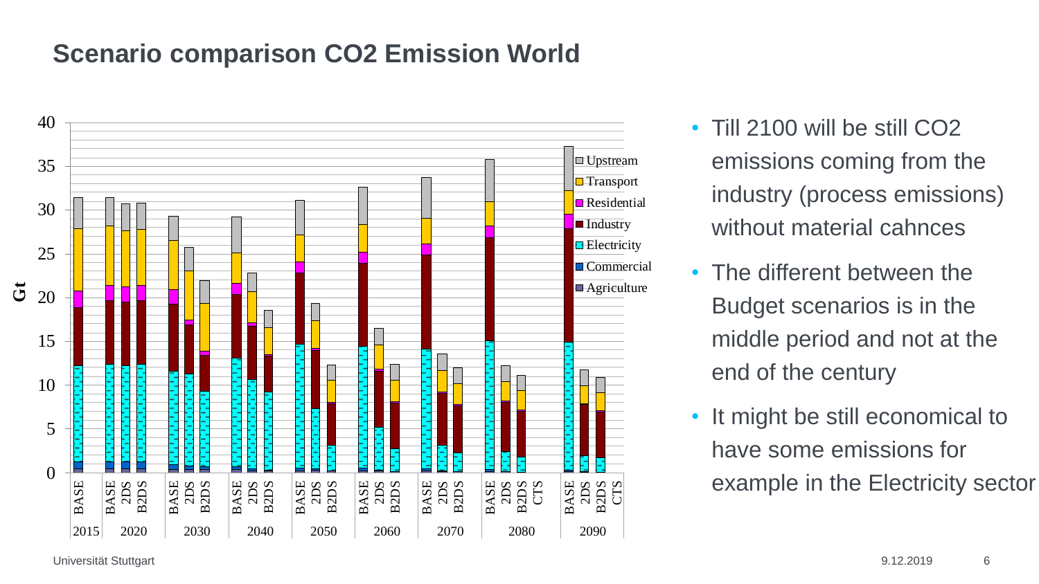# Scenario comparison CO2 Emission World

- Till 2100 will be still CO2 emissions coming from the industry (process emissions) without material cahnces
- The different between the Budget scenarios is in the middle period and not at the end of the century
- It might be still economical to have some emissions for example in the Electricity sector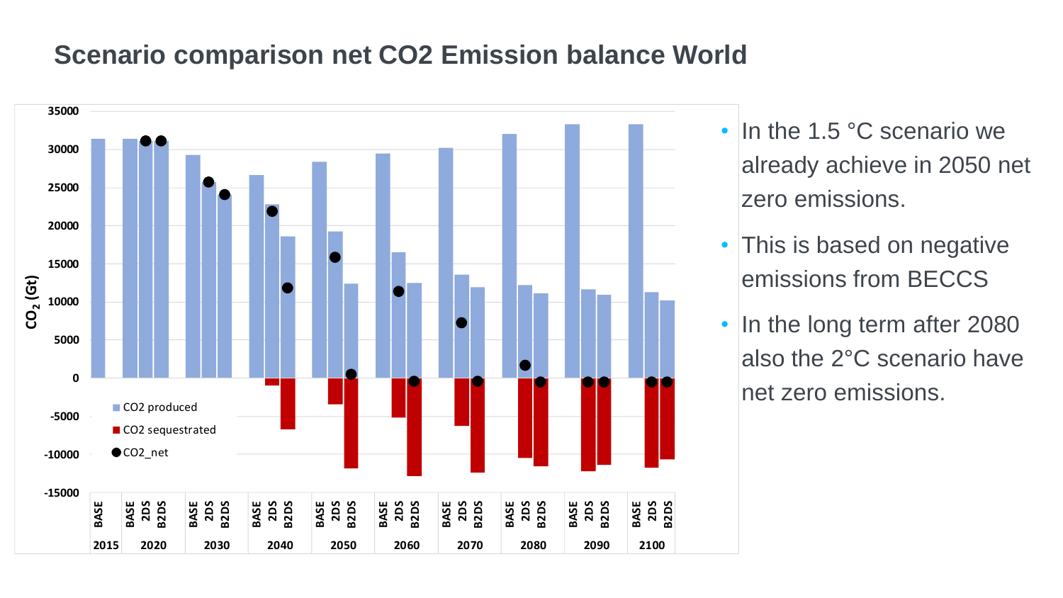# Scenario comparison net $CO_2$ Emission balance World

- In the 1.5 °C scenario we already achieve in 2050 net zero emissions.
- This is based on negative emissions from BECCS
- In the long term after 2080 also the 2°C scenario have net zero emissions.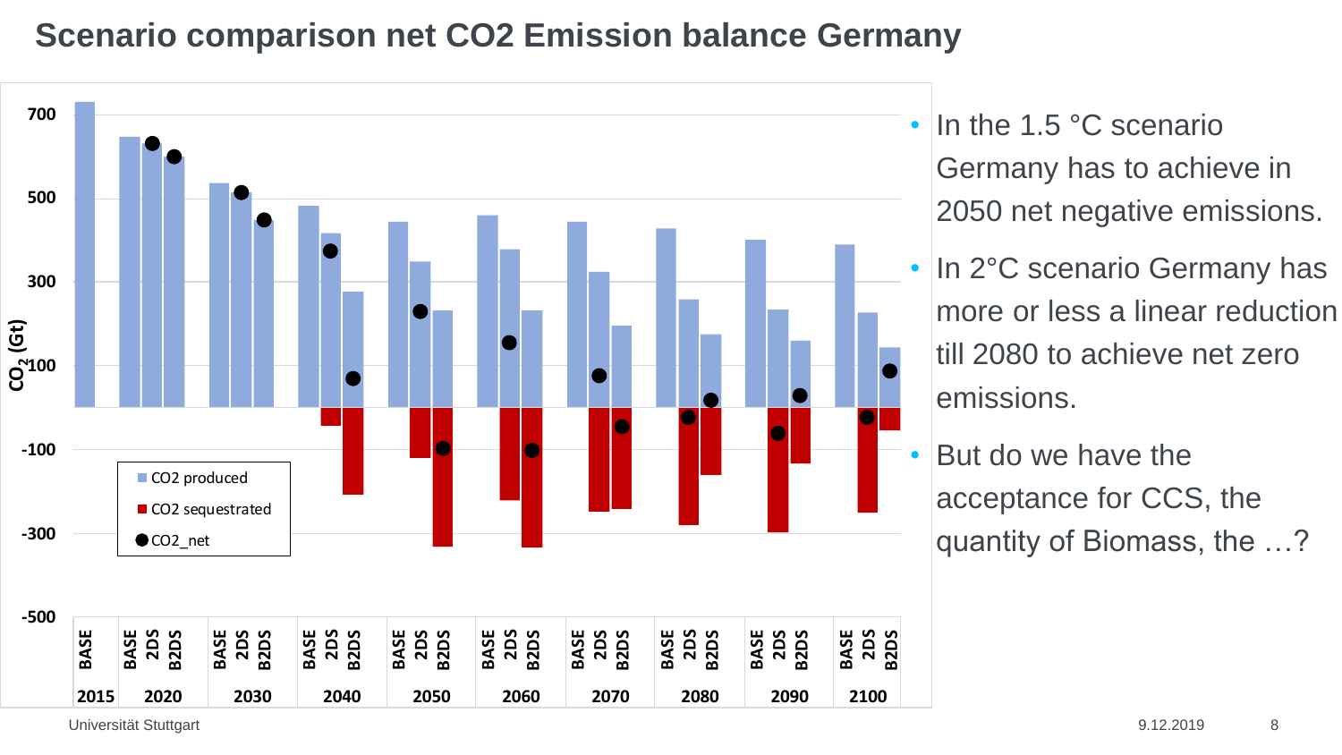# Scenario comparison net $CO_2$ Emission balance Germany

- In the 1.5 °C scenario Germany has to achieve in 2050 net negative emissions.
- In 2°C scenario Germany has more or less a linear reduction till 2080 to achieve net zero emissions.
- But do we have the acceptance for CCS, the quantity of Biomass, the …?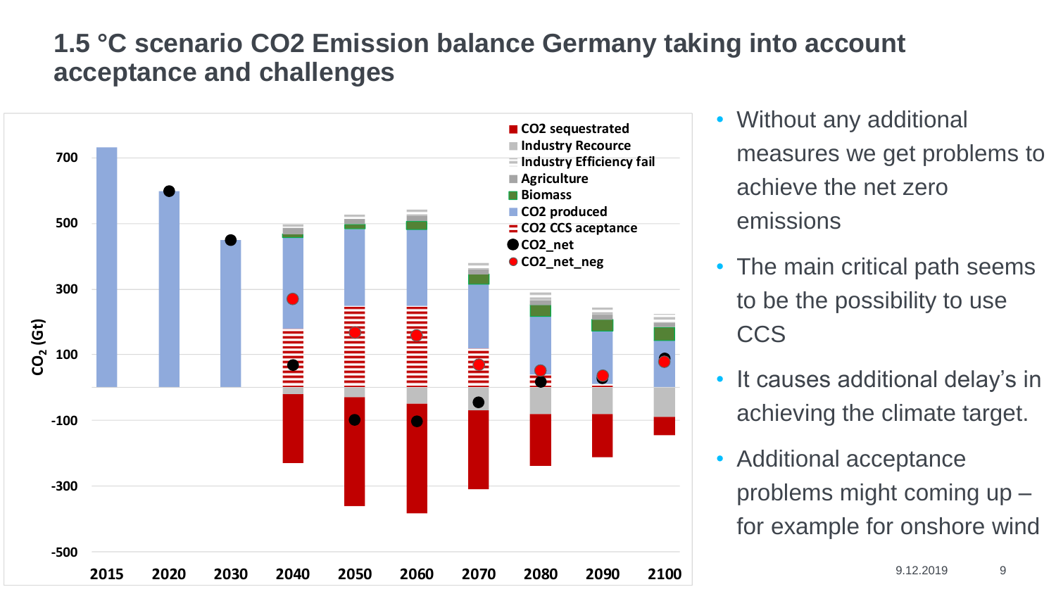# 1.5 °C scenario CO2 Emission balance Germany taking into account acceptance and challenges

- Without any additional measures we get problems to achieve the net zero emissions
- The main critical path seems to be the possibility to use CCS
- It causes additional delay's in achieving the climate target.
- Additional acceptance problems might coming up – for example for onshore wind

9.12.2019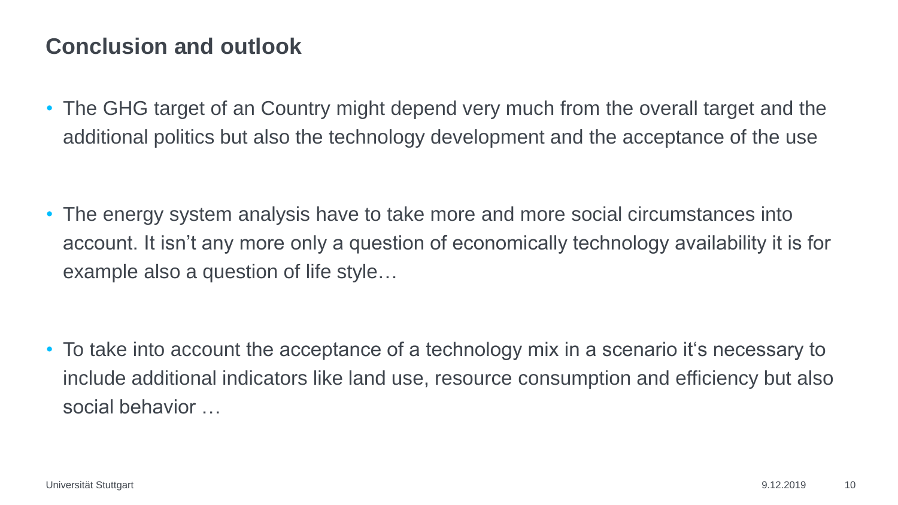## Conclusion and outlook

- The GHG target of an Country might depend very much from the overall target and the additional politics but also the technology development and the acceptance of the use

- The energy system analysis have to take more and more social circumstances into account. It isn't any more only a question of economically technology availability it is for example also a question of life style…

- To take into account the acceptance of a technology mix in a scenario it's necessary to include additional indicators like land use, resource consumption and efficiency but also social behavior …